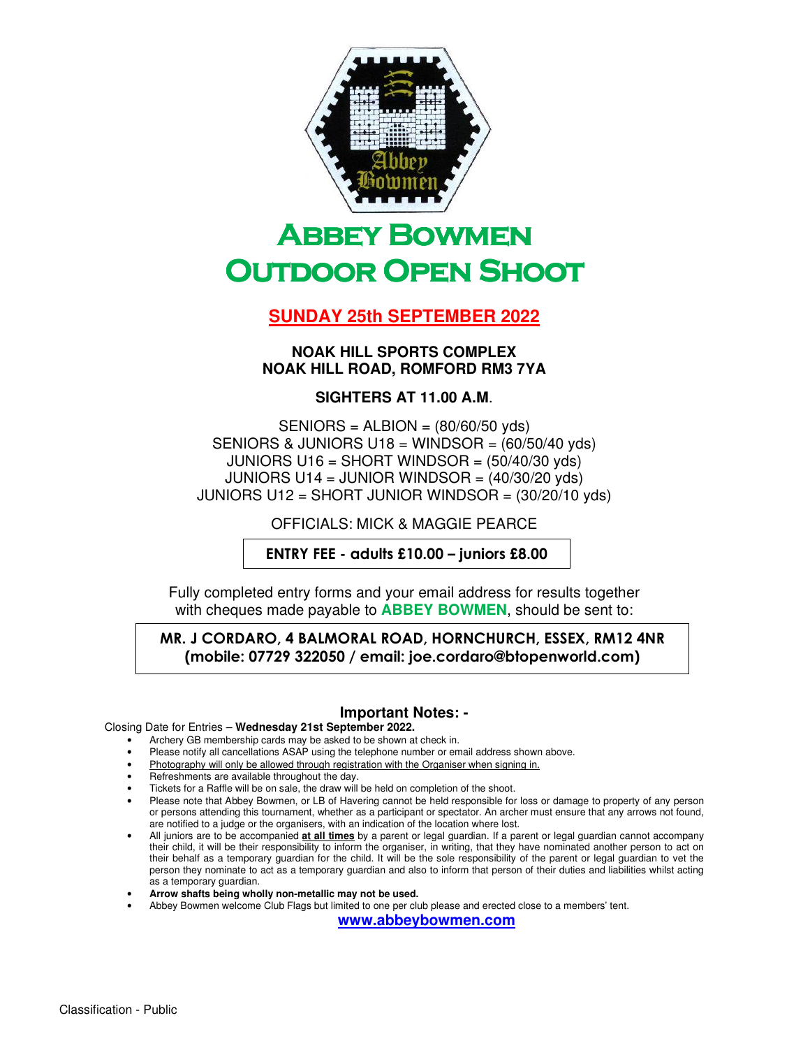# Abbey Bowmen Outdoor Open Shoot

**SUNDAY 25th SEPTEMBER 2022**

**NOAK HILL SPORTS COMPLEX**
**NOAK HILL ROAD, ROMFORD RM3 7YA**

**SIGHTERS AT 11.00 A.M.**

SENIORS = ALBION = (80/60/50 yds)
SENIORS & JUNIORS U18 = WINDSOR = (60/50/40 yds)
JUNIORS U16 = SHORT WINDSOR = (50/40/30 yds)
JUNIORS U14 = JUNIOR WINDSOR = (40/30/20 yds)
JUNIORS U12 = SHORT JUNIOR WINDSOR = (30/20/10 yds)

OFFICIALS: MICK & MAGGIE PEARCE

**ENTRY FEE - adults £10.00 – juniors £8.00**

Fully completed entry forms and your email address for results together with cheques made payable to **ABBEY BOWMEN**, should be sent to:

**MR. J CORDARO, 4 BALMORAL ROAD, HORNCHURCH, ESSEX, RM12 4NR**
**(mobile: 07729 322050 / email: joe.cordaro@btopenworld.com)**

## Important Notes: -

Closing Date for Entries – **Wednesday 21st September 2022.**

- Archery GB membership cards may be asked to be shown at check in.
- Please notify all cancellations ASAP using the telephone number or email address shown above.
- Photography will only be allowed through registration with the Organiser when signing in.
- Refreshments are available throughout the day.
- Tickets for a Raffle will be on sale, the draw will be held on completion of the shoot.
- Please note that Abbey Bowmen, or LB of Havering cannot be held responsible for loss or damage to property of any person or persons attending this tournament, whether as a participant or spectator. An archer must ensure that any arrows not found, are notified to a judge or the organisers, with an indication of the location where lost.
- All juniors are to be accompanied **at all times** by a parent or legal guardian. If a parent or legal guardian cannot accompany their child, it will be their responsibility to inform the organiser, in writing, that they have nominated another person to act on their behalf as a temporary guardian for the child. It will be the sole responsibility of the parent or legal guardian to vet the person they nominate to act as a temporary guardian and also to inform that person of their duties and liabilities whilst acting as a temporary guardian.
- **Arrow shafts being wholly non-metallic may not be used.**
- Abbey Bowmen welcome Club Flags but limited to one per club please and erected close to a members' tent.

**www.abbeybowmen.com**

Classification - Public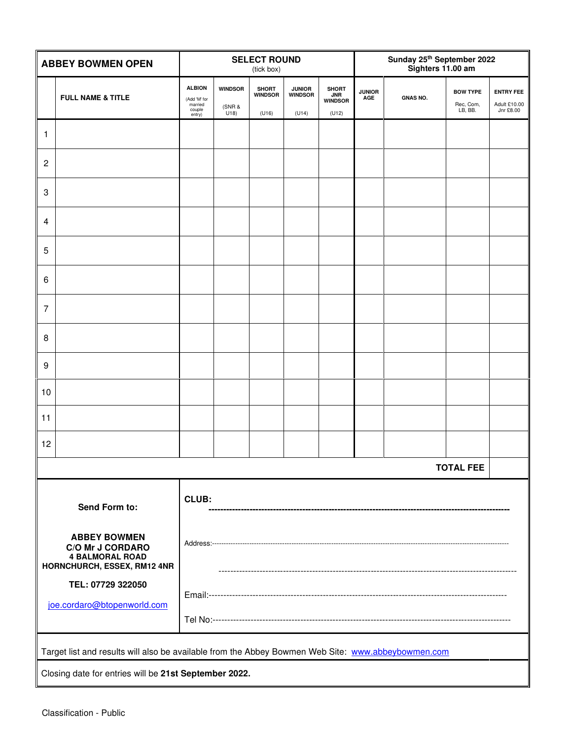| ABBEY BOWMEN OPEN | | SELECT ROUND (tick box) | | | | | Sunday 25th September 2022 Sighters 11.00 am | | | |
|---|---|---|---|---|---|---|---|---|---|---|
| | **FULL NAME & TITLE** | **ALBION** (Add 'M' for married couple entry) | **WINDSOR** (SNR & U18) | **SHORT WINDSOR** (U16) | **JUNIOR WINDSOR** (U14) | **SHORT JNR WINDSOR** (U12) | **JUNIOR AGE** | **GNAS NO.** | **BOW TYPE** Rec, Com, LB, BB. | **ENTRY FEE** Adult £10.00 Jnr £8.00 |
| 1 | | | | | | | | | | |
| 2 | | | | | | | | | | |
| 3 | | | | | | | | | | |
| 4 | | | | | | | | | | |
| 5 | | | | | | | | | | |
| 6 | | | | | | | | | | |
| 7 | | | | | | | | | | |
| 8 | | | | | | | | | | |
| 9 | | | | | | | | | | |
| 10 | | | | | | | | | | |
| 11 | | | | | | | | | | |
| 12 | | | | | | | | | | |
| | | | | | | | | | **TOTAL FEE** | |

**Send Form to:**

**ABBEY BOWMEN**
**C/O Mr J CORDARO**
**4 BALMORAL ROAD**
**HORNCHURCH, ESSEX, RM12 4NR**

**TEL: 07729 322050**

joe.cordaro@btopenworld.com

**CLUB:** ----------------------------------------------------------------------------------------------------

Address:------------------------------------------------------------------------------------------------------------------

----------------------------------------------------------------------------------------------------

Email:----------------------------------------------------------------------------------------------------

Tel No:----------------------------------------------------------------------------------------------------

Target list and results will also be available from the Abbey Bowmen Web Site: www.abbeybowmen.com

Closing date for entries will be **21st September 2022.**

Classification - Public